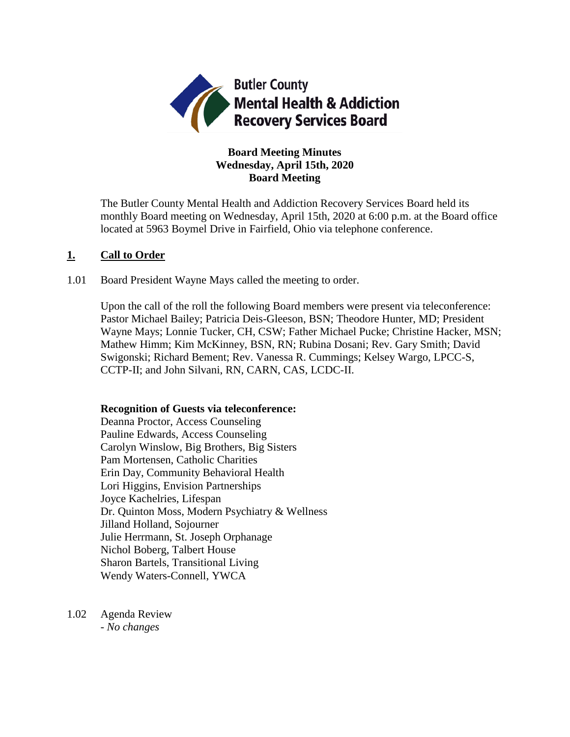Butler County
Mental Health & Addiction
Recovery Services Board

**Board Meeting Minutes**
**Wednesday, April 15th, 2020**
**Board Meeting**

The Butler County Mental Health and Addiction Recovery Services Board held its monthly Board meeting on Wednesday, April 15th, 2020 at 6:00 p.m. at the Board office located at 5963 Boymel Drive in Fairfield, Ohio via telephone conference.

## 1. Call to Order

1.01 Board President Wayne Mays called the meeting to order.

Upon the call of the roll the following Board members were present via teleconference: Pastor Michael Bailey; Patricia Deis-Gleeson, BSN; Theodore Hunter, MD; President Wayne Mays; Lonnie Tucker, CH, CSW; Father Michael Pucke; Christine Hacker, MSN; Mathew Himm; Kim McKinney, BSN, RN; Rubina Dosani; Rev. Gary Smith; David Swigonski; Richard Bement; Rev. Vanessa R. Cummings; Kelsey Wargo, LPCC-S, CCTP-II; and John Silvani, RN, CARN, CAS, LCDC-II.

**Recognition of Guests via teleconference:**
Deanna Proctor, Access Counseling
Pauline Edwards, Access Counseling
Carolyn Winslow, Big Brothers, Big Sisters
Pam Mortensen, Catholic Charities
Erin Day, Community Behavioral Health
Lori Higgins, Envision Partnerships
Joyce Kachelries, Lifespan
Dr. Quinton Moss, Modern Psychiatry & Wellness
Jilland Holland, Sojourner
Julie Herrmann, St. Joseph Orphanage
Nichol Boberg, Talbert House
Sharon Bartels, Transitional Living
Wendy Waters-Connell, YWCA

1.02 Agenda Review
- *No changes*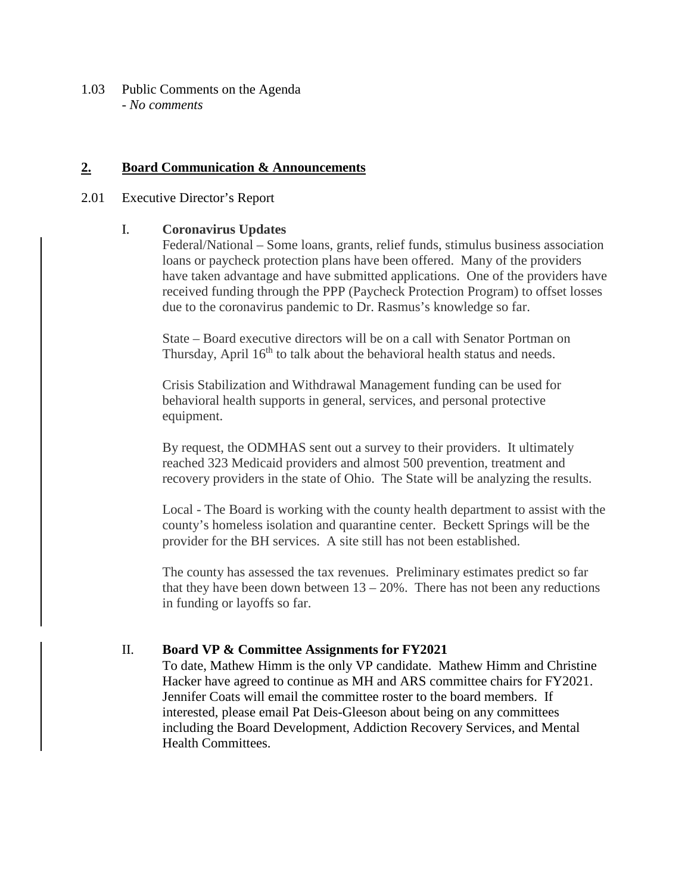1.03 Public Comments on the Agenda
- *No comments*

## **2. Board Communication & Announcements**

2.01 Executive Director's Report

### I. **Coronavirus Updates**

Federal/National – Some loans, grants, relief funds, stimulus business association loans or paycheck protection plans have been offered. Many of the providers have taken advantage and have submitted applications. One of the providers have received funding through the PPP (Paycheck Protection Program) to offset losses due to the coronavirus pandemic to Dr. Rasmus's knowledge so far.

State – Board executive directors will be on a call with Senator Portman on Thursday, April 16th to talk about the behavioral health status and needs.

Crisis Stabilization and Withdrawal Management funding can be used for behavioral health supports in general, services, and personal protective equipment.

By request, the ODMHAS sent out a survey to their providers. It ultimately reached 323 Medicaid providers and almost 500 prevention, treatment and recovery providers in the state of Ohio. The State will be analyzing the results.

Local - The Board is working with the county health department to assist with the county's homeless isolation and quarantine center. Beckett Springs will be the provider for the BH services. A site still has not been established.

The county has assessed the tax revenues. Preliminary estimates predict so far that they have been down between 13 – 20%. There has not been any reductions in funding or layoffs so far.

### II. **Board VP & Committee Assignments for FY2021**

To date, Mathew Himm is the only VP candidate. Mathew Himm and Christine Hacker have agreed to continue as MH and ARS committee chairs for FY2021. Jennifer Coats will email the committee roster to the board members. If interested, please email Pat Deis-Gleeson about being on any committees including the Board Development, Addiction Recovery Services, and Mental Health Committees.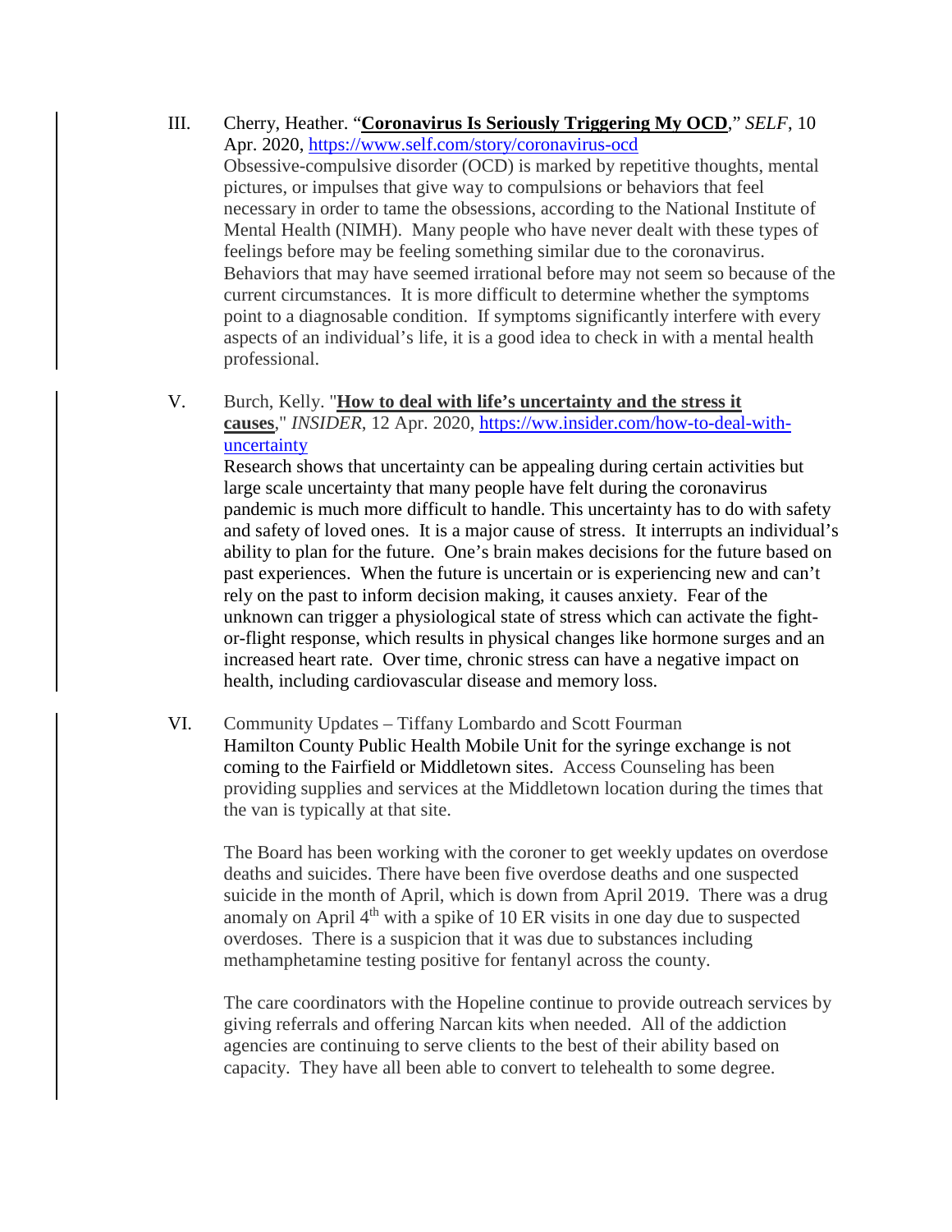III. Cherry, Heather. "**Coronavirus Is Seriously Triggering My OCD**," *SELF*, 10 Apr. 2020, https://www.self.com/story/coronavirus-ocd

Obsessive-compulsive disorder (OCD) is marked by repetitive thoughts, mental pictures, or impulses that give way to compulsions or behaviors that feel necessary in order to tame the obsessions, according to the National Institute of Mental Health (NIMH). Many people who have never dealt with these types of feelings before may be feeling something similar due to the coronavirus. Behaviors that may have seemed irrational before may not seem so because of the current circumstances. It is more difficult to determine whether the symptoms point to a diagnosable condition. If symptoms significantly interfere with every aspects of an individual's life, it is a good idea to check in with a mental health professional.

V. Burch, Kelly. "**How to deal with life's uncertainty and the stress it causes**," *INSIDER*, 12 Apr. 2020, https://ww.insider.com/how-to-deal-with-uncertainty

Research shows that uncertainty can be appealing during certain activities but large scale uncertainty that many people have felt during the coronavirus pandemic is much more difficult to handle. This uncertainty has to do with safety and safety of loved ones. It is a major cause of stress. It interrupts an individual's ability to plan for the future. One's brain makes decisions for the future based on past experiences. When the future is uncertain or is experiencing new and can't rely on the past to inform decision making, it causes anxiety. Fear of the unknown can trigger a physiological state of stress which can activate the fight-or-flight response, which results in physical changes like hormone surges and an increased heart rate. Over time, chronic stress can have a negative impact on health, including cardiovascular disease and memory loss.

VI. Community Updates – Tiffany Lombardo and Scott Fourman

Hamilton County Public Health Mobile Unit for the syringe exchange is not coming to the Fairfield or Middletown sites. Access Counseling has been providing supplies and services at the Middletown location during the times that the van is typically at that site.

The Board has been working with the coroner to get weekly updates on overdose deaths and suicides. There have been five overdose deaths and one suspected suicide in the month of April, which is down from April 2019. There was a drug anomaly on April 4th with a spike of 10 ER visits in one day due to suspected overdoses. There is a suspicion that it was due to substances including methamphetamine testing positive for fentanyl across the county.

The care coordinators with the Hopeline continue to provide outreach services by giving referrals and offering Narcan kits when needed. All of the addiction agencies are continuing to serve clients to the best of their ability based on capacity. They have all been able to convert to telehealth to some degree.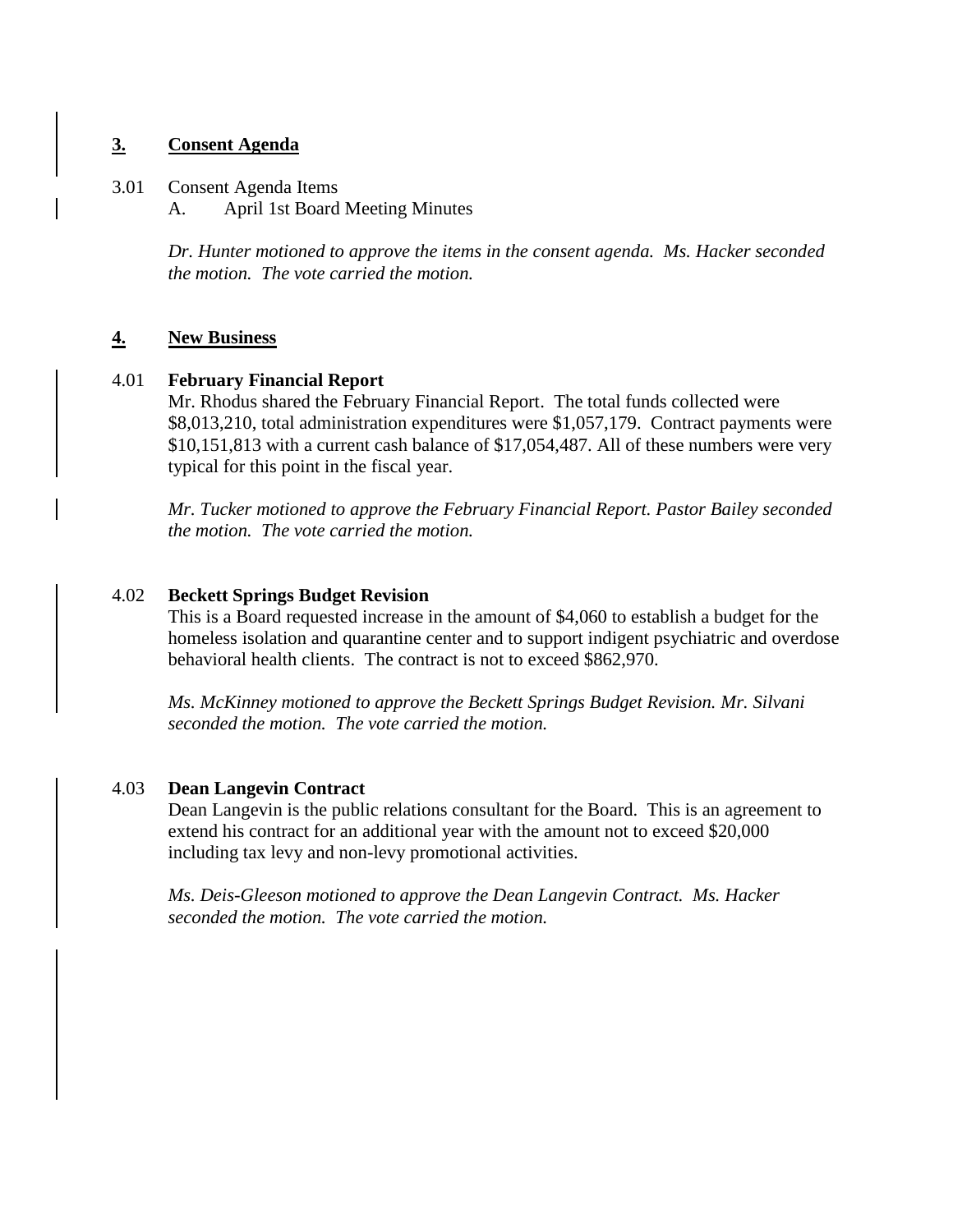## **3. Consent Agenda**

3.01 Consent Agenda Items

A. April 1st Board Meeting Minutes

*Dr. Hunter motioned to approve the items in the consent agenda. Ms. Hacker seconded the motion. The vote carried the motion.*

## **4. New Business**

4.01 **February Financial Report**

Mr. Rhodus shared the February Financial Report. The total funds collected were $8,013,210, total administration expenditures were $1,057,179. Contract payments were $10,151,813 with a current cash balance of $17,054,487. All of these numbers were very typical for this point in the fiscal year.

*Mr. Tucker motioned to approve the February Financial Report. Pastor Bailey seconded the motion. The vote carried the motion.*

4.02 **Beckett Springs Budget Revision**

This is a Board requested increase in the amount of $4,060 to establish a budget for the homeless isolation and quarantine center and to support indigent psychiatric and overdose behavioral health clients. The contract is not to exceed $862,970.

*Ms. McKinney motioned to approve the Beckett Springs Budget Revision. Mr. Silvani seconded the motion. The vote carried the motion.*

4.03 **Dean Langevin Contract**

Dean Langevin is the public relations consultant for the Board. This is an agreement to extend his contract for an additional year with the amount not to exceed $20,000 including tax levy and non-levy promotional activities.

*Ms. Deis-Gleeson motioned to approve the Dean Langevin Contract. Ms. Hacker seconded the motion. The vote carried the motion.*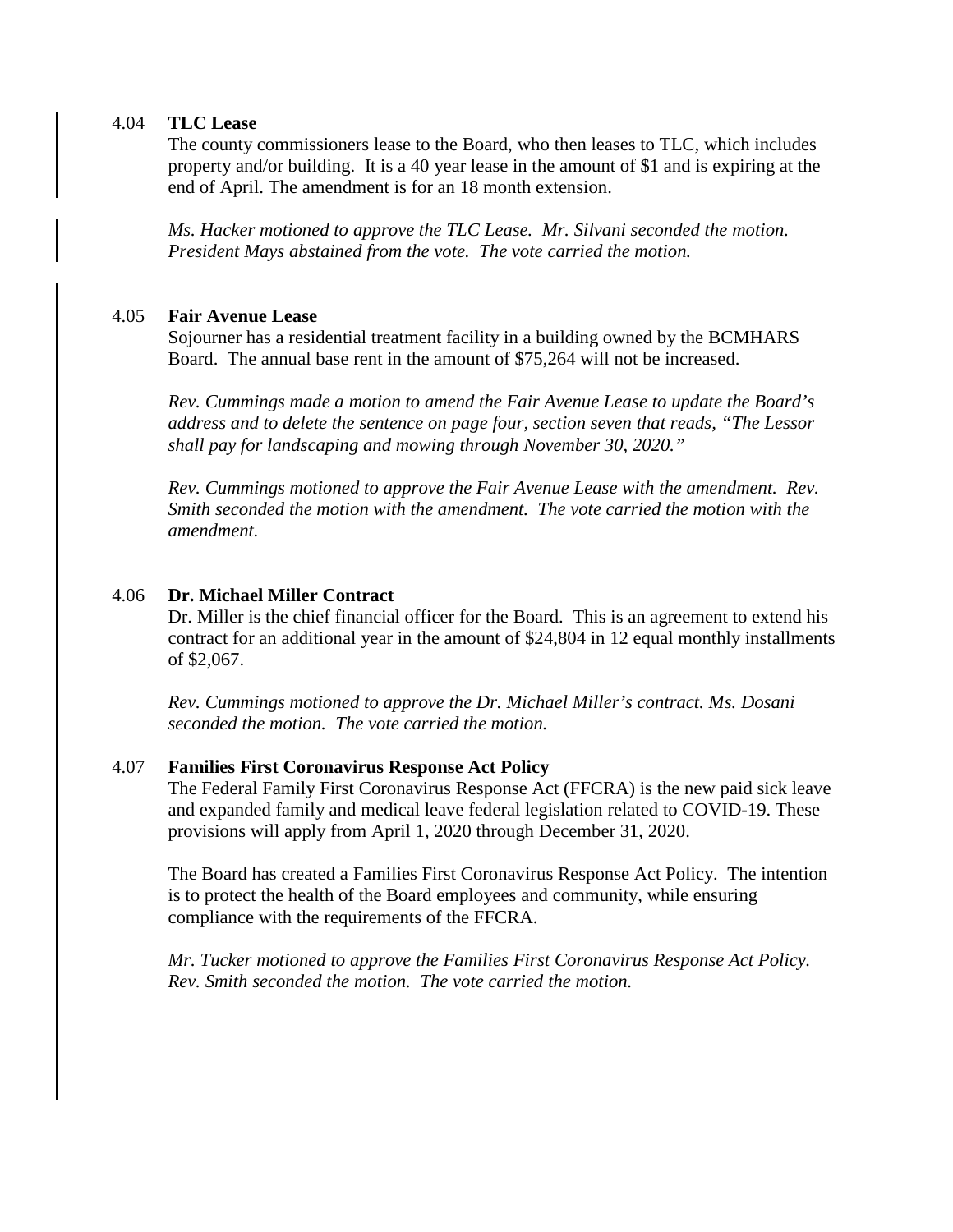### 4.04 TLC Lease

The county commissioners lease to the Board, who then leases to TLC, which includes property and/or building. It is a 40 year lease in the amount of $1 and is expiring at the end of April. The amendment is for an 18 month extension.

*Ms. Hacker motioned to approve the TLC Lease. Mr. Silvani seconded the motion. President Mays abstained from the vote. The vote carried the motion.*

### 4.05 Fair Avenue Lease

Sojourner has a residential treatment facility in a building owned by the BCMHARS Board. The annual base rent in the amount of $75,264 will not be increased.

*Rev. Cummings made a motion to amend the Fair Avenue Lease to update the Board's address and to delete the sentence on page four, section seven that reads, "The Lessor shall pay for landscaping and mowing through November 30, 2020."*

*Rev. Cummings motioned to approve the Fair Avenue Lease with the amendment. Rev. Smith seconded the motion with the amendment. The vote carried the motion with the amendment.*

### 4.06 Dr. Michael Miller Contract

Dr. Miller is the chief financial officer for the Board. This is an agreement to extend his contract for an additional year in the amount of $24,804 in 12 equal monthly installments of $2,067.

*Rev. Cummings motioned to approve the Dr. Michael Miller's contract. Ms. Dosani seconded the motion. The vote carried the motion.*

### 4.07 Families First Coronavirus Response Act Policy

The Federal Family First Coronavirus Response Act (FFCRA) is the new paid sick leave and expanded family and medical leave federal legislation related to COVID-19. These provisions will apply from April 1, 2020 through December 31, 2020.

The Board has created a Families First Coronavirus Response Act Policy. The intention is to protect the health of the Board employees and community, while ensuring compliance with the requirements of the FFCRA.

*Mr. Tucker motioned to approve the Families First Coronavirus Response Act Policy. Rev. Smith seconded the motion. The vote carried the motion.*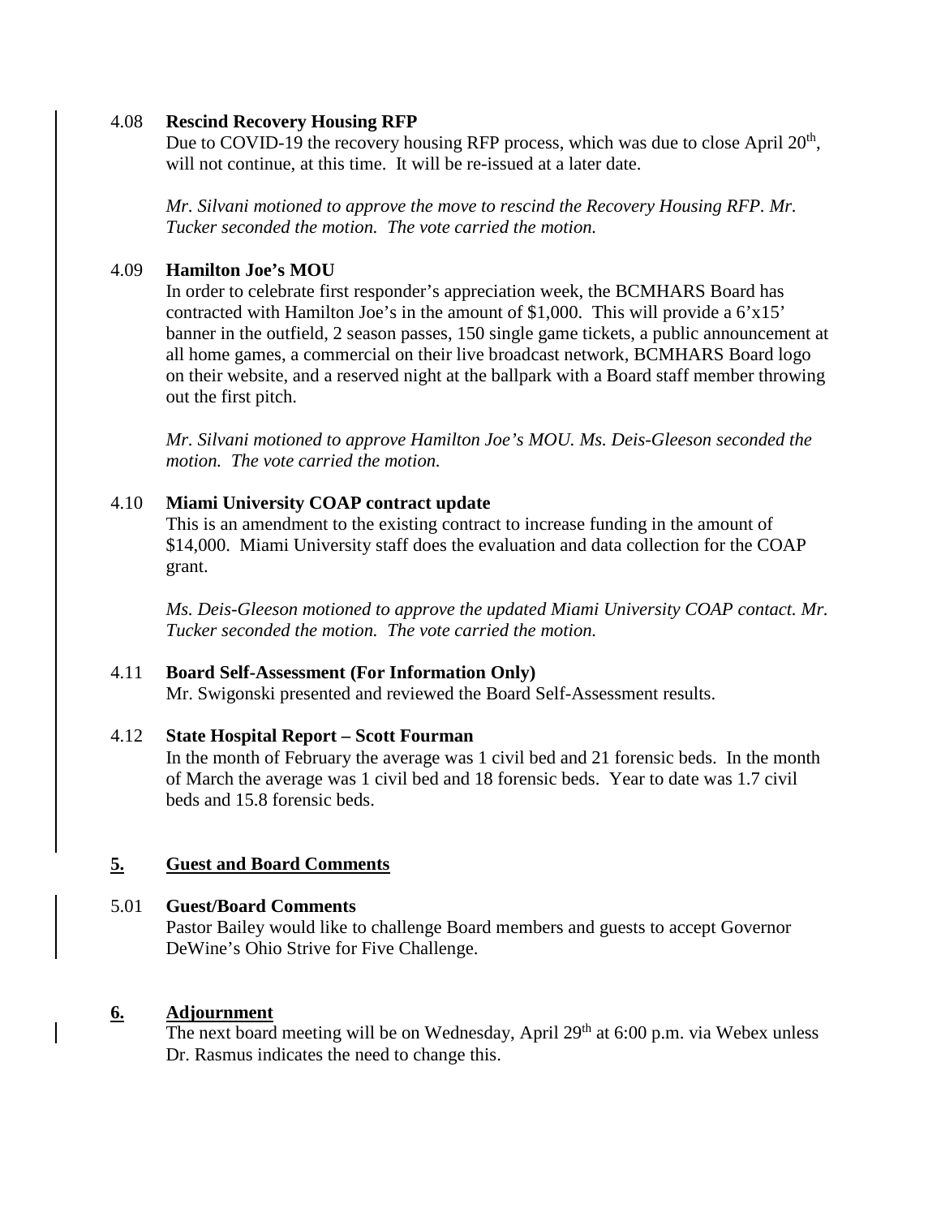4.08 **Rescind Recovery Housing RFP**

Due to COVID-19 the recovery housing RFP process, which was due to close April 20th, will not continue, at this time. It will be re-issued at a later date.

*Mr. Silvani motioned to approve the move to rescind the Recovery Housing RFP. Mr. Tucker seconded the motion. The vote carried the motion.*

4.09 **Hamilton Joe's MOU**

In order to celebrate first responder's appreciation week, the BCMHARS Board has contracted with Hamilton Joe's in the amount of $1,000. This will provide a 6'x15' banner in the outfield, 2 season passes, 150 single game tickets, a public announcement at all home games, a commercial on their live broadcast network, BCMHARS Board logo on their website, and a reserved night at the ballpark with a Board staff member throwing out the first pitch.

*Mr. Silvani motioned to approve Hamilton Joe's MOU. Ms. Deis-Gleeson seconded the motion. The vote carried the motion.*

4.10 **Miami University COAP contract update**

This is an amendment to the existing contract to increase funding in the amount of $14,000. Miami University staff does the evaluation and data collection for the COAP grant.

*Ms. Deis-Gleeson motioned to approve the updated Miami University COAP contact. Mr. Tucker seconded the motion. The vote carried the motion.*

4.11 **Board Self-Assessment (For Information Only)**

Mr. Swigonski presented and reviewed the Board Self-Assessment results.

4.12 **State Hospital Report – Scott Fourman**

In the month of February the average was 1 civil bed and 21 forensic beds. In the month of March the average was 1 civil bed and 18 forensic beds. Year to date was 1.7 civil beds and 15.8 forensic beds.

## 5. Guest and Board Comments

5.01 **Guest/Board Comments**

Pastor Bailey would like to challenge Board members and guests to accept Governor DeWine's Ohio Strive for Five Challenge.

## 6. Adjournment

The next board meeting will be on Wednesday, April 29th at 6:00 p.m. via Webex unless Dr. Rasmus indicates the need to change this.